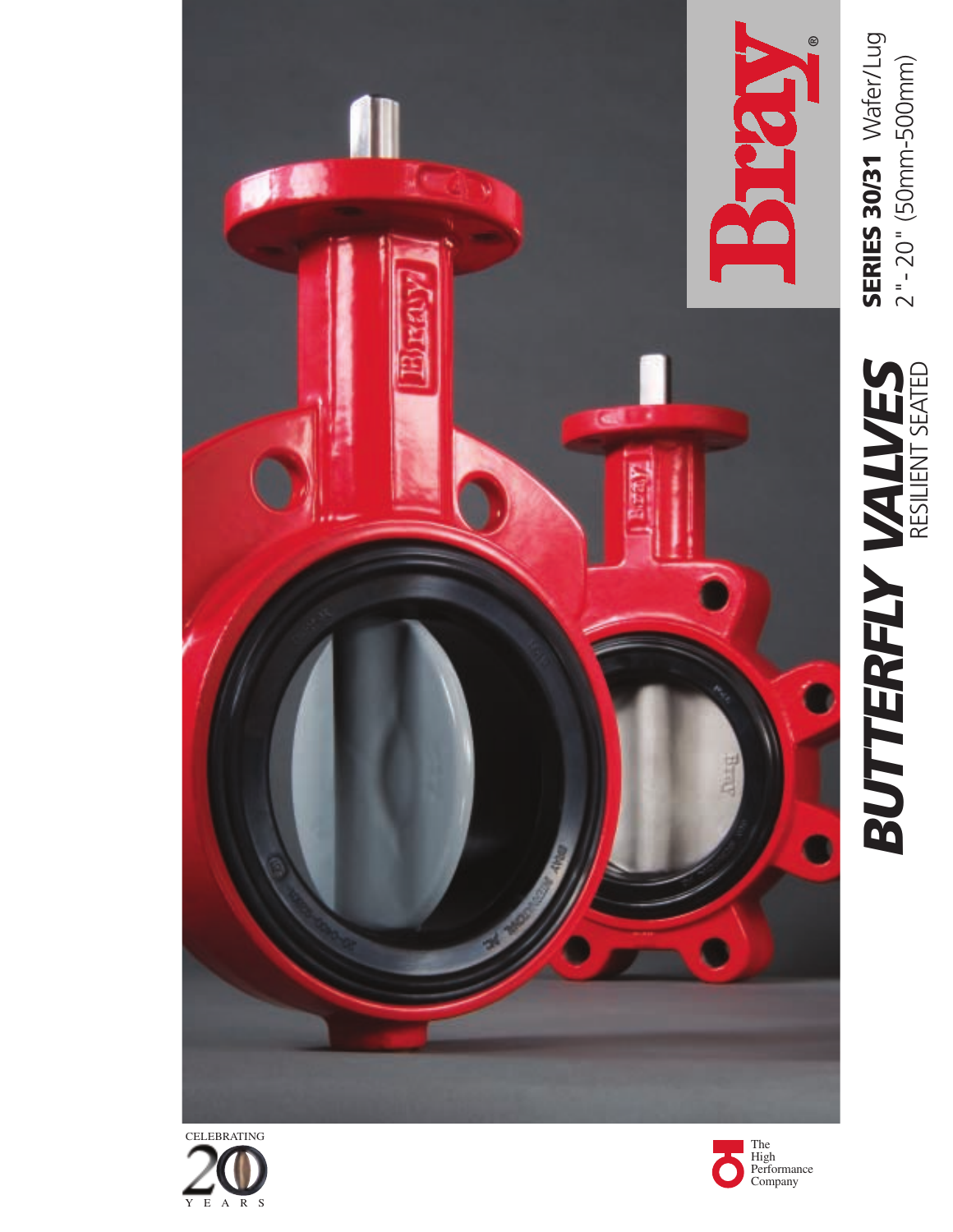# Bray®

**SERIES 30/31** Wafer/Lug

2" - 20" (50mm-500mm)

## *BUTTERFLY VALVES*

RESILIENT SEATED

CELEBRATING 20 YEARS

The High Performance Company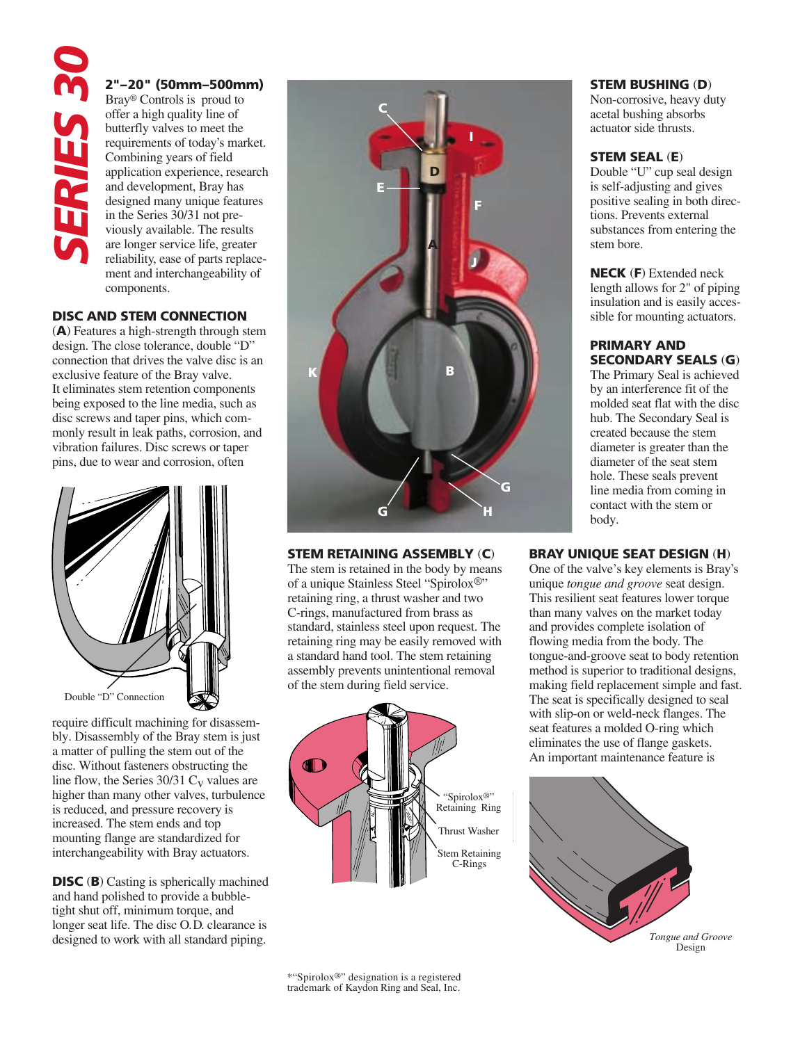# SERIES 30

## 2"–20" (50mm–500mm)

Bray® Controls is proud to offer a high quality line of butterfly valves to meet the requirements of today's market. Combining years of field application experience, research and development, Bray has designed many unique features in the Series 30/31 not previously available. The results are longer service life, greater reliability, ease of parts replacement and interchangeability of components.

### DISC AND STEM CONNECTION

(**A**) Features a high-strength through stem design. The close tolerance, double "D" connection that drives the valve disc is an exclusive feature of the Bray valve. It eliminates stem retention components being exposed to the line media, such as disc screws and taper pins, which commonly result in leak paths, corrosion, and vibration failures. Disc screws or taper pins, due to wear and corrosion, often require difficult machining for disassembly. Disassembly of the Bray stem is just a matter of pulling the stem out of the disc. Without fasteners obstructing the line flow, the Series 30/31 $C_V$ values are higher than many other valves, turbulence is reduced, and pressure recovery is increased. The stem ends and top mounting flange are standardized for interchangeability with Bray actuators.

Double "D" Connection

### DISC (B)

Casting is spherically machined and hand polished to provide a bubble-tight shut off, minimum torque, and longer seat life. The disc O.D. clearance is designed to work with all standard piping.

### STEM RETAINING ASSEMBLY (C)

The stem is retained in the body by means of a unique Stainless Steel "Spirolox®" retaining ring, a thrust washer and two C-rings, manufactured from brass as standard, stainless steel upon request. The retaining ring may be easily removed with a standard hand tool. The stem retaining assembly prevents unintentional removal of the stem during field service.

"Spirolox®" Retaining Ring

Thrust Washer

Stem Retaining C-Rings

### STEM BUSHING (D)

Non-corrosive, heavy duty acetal bushing absorbs actuator side thrusts.

### STEM SEAL (E)

Double "U" cup seal design is self-adjusting and gives positive sealing in both directions. Prevents external substances from entering the stem bore.

### NECK (F)

Extended neck length allows for 2" of piping insulation and is easily accessible for mounting actuators.

### PRIMARY AND SECONDARY SEALS (G)

The Primary Seal is achieved by an interference fit of the molded seat flat with the disc hub. The Secondary Seal is created because the stem diameter is greater than the diameter of the seat stem hole. These seals prevent line media from coming in contact with the stem or body.

### BRAY UNIQUE SEAT DESIGN (H)

One of the valve's key elements is Bray's unique *tongue and groove* seat design. This resilient seat features lower torque than many valves on the market today and provides complete isolation of flowing media from the body. The tongue-and-groove seat to body retention method is superior to traditional designs, making field replacement simple and fast. The seat is specifically designed to seal with slip-on or weld-neck flanges. The seat features a molded O-ring which eliminates the use of flange gaskets. An important maintenance feature is

*Tongue and Groove* Design

*"Spirolox®" designation is a registered trademark of Kaydon Ring and Seal, Inc.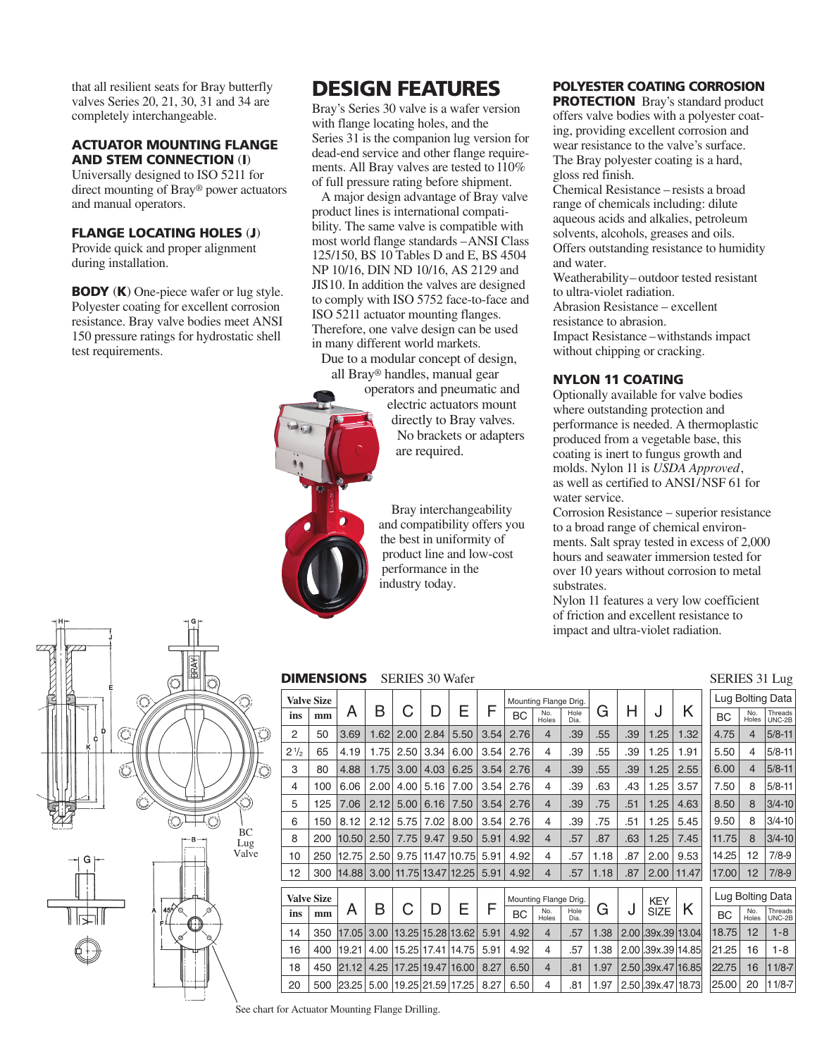that all resilient seats for Bray butterfly valves Series 20, 21, 30, 31 and 34 are completely interchangeable.

### ACTUATOR MOUNTING FLANGE AND STEM CONNECTION (I)

Universally designed to ISO 5211 for direct mounting of Bray® power actuators and manual operators.

### FLANGE LOCATING HOLES (J)

Provide quick and proper alignment during installation.

**BODY (K)** One-piece wafer or lug style. Polyester coating for excellent corrosion resistance. Bray valve bodies meet ANSI 150 pressure ratings for hydrostatic shell test requirements.

## DESIGN FEATURES

Bray's Series 30 valve is a wafer version with flange locating holes, and the Series 31 is the companion lug version for dead-end service and other flange requirements. All Bray valves are tested to 110% of full pressure rating before shipment.

A major design advantage of Bray valve product lines is international compatibility. The same valve is compatible with most world flange standards – ANSI Class 125/150, BS 10 Tables D and E, BS 4504 NP 10/16, DIN ND 10/16, AS 2129 and JIS10. In addition the valves are designed to comply with ISO 5752 face-to-face and ISO 5211 actuator mounting flanges. Therefore, one valve design can be used in many different world markets.

Due to a modular concept of design, all Bray® handles, manual gear operators and pneumatic and electric actuators mount directly to Bray valves. No brackets or adapters are required.

Bray interchangeability and compatibility offers you the best in uniformity of product line and low-cost performance in the industry today.

### POLYESTER COATING CORROSION PROTECTION

Bray's standard product offers valve bodies with a polyester coating, providing excellent corrosion and wear resistance to the valve's surface. The Bray polyester coating is a hard, gloss red finish.

Chemical Resistance – resists a broad range of chemicals including: dilute aqueous acids and alkalies, petroleum solvents, alcohols, greases and oils. Offers outstanding resistance to humidity and water.

Weatherability – outdoor tested resistant to ultra-violet radiation.

Abrasion Resistance – excellent resistance to abrasion.

Impact Resistance – withstands impact without chipping or cracking.

### NYLON 11 COATING

Optionally available for valve bodies where outstanding protection and performance is needed. A thermoplastic produced from a vegetable base, this coating is inert to fungus growth and molds. Nylon 11 is *USDA Approved*, as well as certified to ANSI/NSF 61 for water service.

Corrosion Resistance – superior resistance to a broad range of chemical environments. Salt spray tested in excess of 2,000 hours and seawater immersion tested for over 10 years without corrosion to metal substrates.

Nylon 11 features a very low coefficient of friction and excellent resistance to impact and ultra-violet radiation.

BC Lug Valve

## DIMENSIONS SERIES 30 Wafer / SERIES 31 Lug

| Valve Size ins | Valve Size mm | A | B | C | D | E | F | Mounting Flange Drlg. BC | No. Holes | Hole Dia. | G | H | J | K | Lug Bolting Data BC | No. Holes | Threads UNC-2B |
|---|---|---|---|---|---|---|---|---|---|---|---|---|---|---|---|---|---|
| 2 | 50 | 3.69 | 1.62 | 2.00 | 2.84 | 5.50 | 3.54 | 2.76 | 4 | .39 | .55 | .39 | 1.25 | 1.32 | 4.75 | 4 | 5/8-11 |
| 2 1/2 | 65 | 4.19 | 1.75 | 2.50 | 3.34 | 6.00 | 3.54 | 2.76 | 4 | .39 | .55 | .39 | 1.25 | 1.91 | 5.50 | 4 | 5/8-11 |
| 3 | 80 | 4.88 | 1.75 | 3.00 | 4.03 | 6.25 | 3.54 | 2.76 | 4 | .39 | .55 | .39 | 1.25 | 2.55 | 6.00 | 4 | 5/8-11 |
| 4 | 100 | 6.06 | 2.00 | 4.00 | 5.16 | 7.00 | 3.54 | 2.76 | 4 | .39 | .63 | .43 | 1.25 | 3.57 | 7.50 | 8 | 5/8-11 |
| 5 | 125 | 7.06 | 2.12 | 5.00 | 6.16 | 7.50 | 3.54 | 2.76 | 4 | .39 | .75 | .51 | 1.25 | 4.63 | 8.50 | 8 | 3/4-10 |
| 6 | 150 | 8.12 | 2.12 | 5.75 | 7.02 | 8.00 | 3.54 | 2.76 | 4 | .39 | .75 | .51 | 1.25 | 5.45 | 9.50 | 8 | 3/4-10 |
| 8 | 200 | 10.50 | 2.50 | 7.75 | 9.47 | 9.50 | 5.91 | 4.92 | 4 | .57 | .87 | .63 | 1.25 | 7.45 | 11.75 | 8 | 3/4-10 |
| 10 | 250 | 12.75 | 2.50 | 9.75 | 11.47 | 10.75 | 5.91 | 4.92 | 4 | .57 | 1.18 | .87 | 2.00 | 9.53 | 14.25 | 12 | 7/8-9 |
| 12 | 300 | 14.88 | 3.00 | 11.75 | 13.47 | 12.25 | 5.91 | 4.92 | 4 | .57 | 1.18 | .87 | 2.00 | 11.47 | 17.00 | 12 | 7/8-9 |

| Valve Size ins | Valve Size mm | A | B | C | D | E | F | Mounting Flange Drlg. BC | No. Holes | Hole Dia. | G | J | KEY SIZE | K | Lug Bolting Data BC | No. Holes | Threads UNC-2B |
|---|---|---|---|---|---|---|---|---|---|---|---|---|---|---|---|---|---|
| 14 | 350 | 17.05 | 3.00 | 13.25 | 15.28 | 13.62 | 5.91 | 4.92 | 4 | .57 | 1.38 | 2.00 | .39x.39 | 13.04 | 18.75 | 12 | 1-8 |
| 16 | 400 | 19.21 | 4.00 | 15.25 | 17.41 | 14.75 | 5.91 | 4.92 | 4 | .57 | 1.38 | 2.00 | .39x.39 | 14.85 | 21.25 | 16 | 1-8 |
| 18 | 450 | 21.12 | 4.25 | 17.25 | 19.47 | 16.00 | 8.27 | 6.50 | 4 | .81 | 1.97 | 2.50 | .39x.47 | 16.85 | 22.75 | 16 | 1 1/8-7 |
| 20 | 500 | 23.25 | 5.00 | 19.25 | 21.59 | 17.25 | 8.27 | 6.50 | 4 | .81 | 1.97 | 2.50 | .39x.47 | 18.73 | 25.00 | 20 | 1 1/8-7 |

See chart for Actuator Mounting Flange Drilling.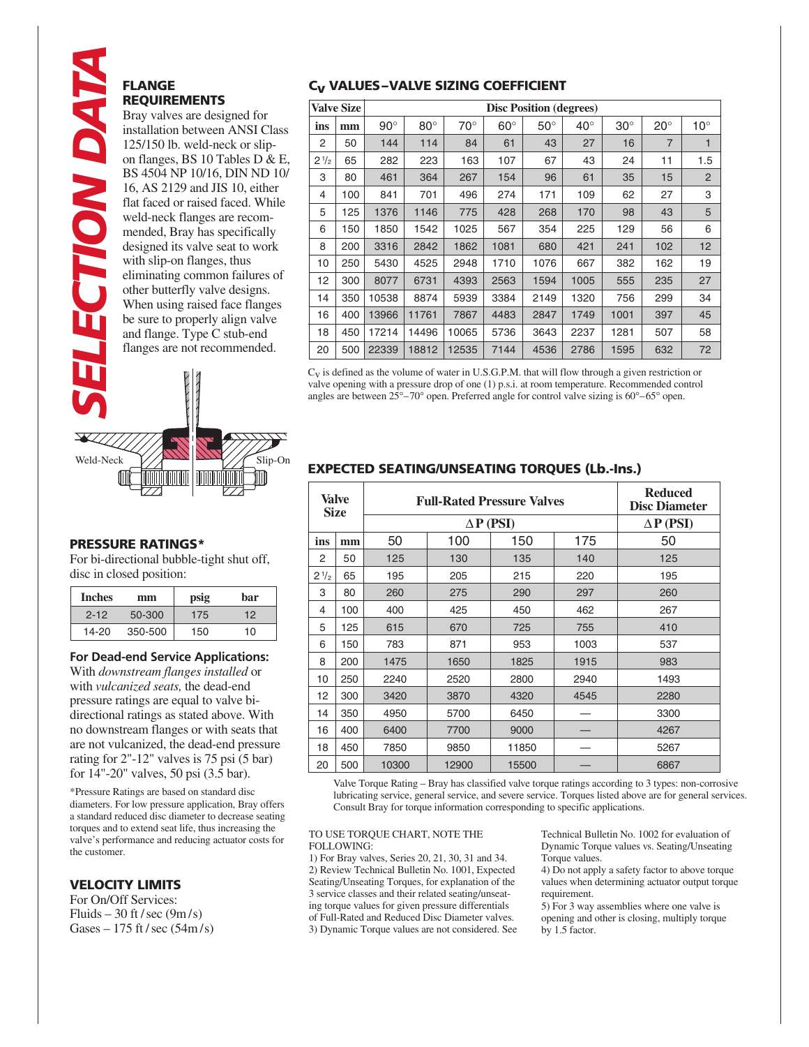# SELECTION DATA

## FLANGE REQUIREMENTS

Bray valves are designed for installation between ANSI Class 125/150 lb. weld-neck or slip-on flanges, BS 10 Tables D & E, BS 4504 NP 10/16, DIN ND 10/16, AS 2129 and JIS 10, either flat faced or raised faced. While weld-neck flanges are recommended, Bray has specifically designed its valve seat to work with slip-on flanges, thus eliminating common failures of other butterfly valve designs. When using raised face flanges be sure to properly align valve and flange. Type C stub-end flanges are not recommended.

Weld-Neck    Slip-On

## PRESSURE RATINGS*

For bi-directional bubble-tight shut off, disc in closed position:

| Inches | mm | psig | bar |
|---|---|---|---|
| 2-12 | 50-300 | 175 | 12 |
| 14-20 | 350-500 | 150 | 10 |

### For Dead-end Service Applications:

With *downstream flanges installed* or with *vulcanized seats,* the dead-end pressure ratings are equal to valve bi-directional ratings as stated above. With no downstream flanges or with seats that are not vulcanized, the dead-end pressure rating for 2"-12" valves is 75 psi (5 bar) for 14"-20" valves, 50 psi (3.5 bar).

*Pressure Ratings are based on standard disc diameters. For low pressure application, Bray offers a standard reduced disc diameter to decrease seating torques and to extend seat life, thus increasing the valve's performance and reducing actuator costs for the customer.

## VELOCITY LIMITS

For On/Off Services:
Fluids – 30 ft / sec (9m / s)
Gases – 175 ft / sec (54m / s)

## $C_V$ VALUES–VALVE SIZING COEFFICIENT

| Valve Size | | Disc Position (degrees) | | | | | | | | |
|---|---|---|---|---|---|---|---|---|---|---|
| ins | mm | 90° | 80° | 70° | 60° | 50° | 40° | 30° | 20° | 10° |
| 2 | 50 | 144 | 114 | 84 | 61 | 43 | 27 | 16 | 7 | 1 |
| 2 1/2 | 65 | 282 | 223 | 163 | 107 | 67 | 43 | 24 | 11 | 1.5 |
| 3 | 80 | 461 | 364 | 267 | 154 | 96 | 61 | 35 | 15 | 2 |
| 4 | 100 | 841 | 701 | 496 | 274 | 171 | 109 | 62 | 27 | 3 |
| 5 | 125 | 1376 | 1146 | 775 | 428 | 268 | 170 | 98 | 43 | 5 |
| 6 | 150 | 1850 | 1542 | 1025 | 567 | 354 | 225 | 129 | 56 | 6 |
| 8 | 200 | 3316 | 2842 | 1862 | 1081 | 680 | 421 | 241 | 102 | 12 |
| 10 | 250 | 5430 | 4525 | 2948 | 1710 | 1076 | 667 | 382 | 162 | 19 |
| 12 | 300 | 8077 | 6731 | 4393 | 2563 | 1594 | 1005 | 555 | 235 | 27 |
| 14 | 350 | 10538 | 8874 | 5939 | 3384 | 2149 | 1320 | 756 | 299 | 34 |
| 16 | 400 | 13966 | 11761 | 7867 | 4483 | 2847 | 1749 | 1001 | 397 | 45 |
| 18 | 450 | 17214 | 14496 | 10065 | 5736 | 3643 | 2237 | 1281 | 507 | 58 |
| 20 | 500 | 22339 | 18812 | 12535 | 7144 | 4536 | 2786 | 1595 | 632 | 72 |

$C_V$ is defined as the volume of water in U.S.G.P.M. that will flow through a given restriction or valve opening with a pressure drop of one (1) p.s.i. at room temperature. Recommended control angles are between 25°–70° open. Preferred angle for control valve sizing is 60°–65° open.

## EXPECTED SEATING/UNSEATING TORQUES (Lb.-Ins.)

| Valve Size | | Full-Rated Pressure Valves | | | | Reduced Disc Diameter |
|---|---|---|---|---|---|---|
| | | ΔP (PSI) | | | | ΔP (PSI) |
| ins | mm | 50 | 100 | 150 | 175 | 50 |
| 2 | 50 | 125 | 130 | 135 | 140 | 125 |
| 2 1/2 | 65 | 195 | 205 | 215 | 220 | 195 |
| 3 | 80 | 260 | 275 | 290 | 297 | 260 |
| 4 | 100 | 400 | 425 | 450 | 462 | 267 |
| 5 | 125 | 615 | 670 | 725 | 755 | 410 |
| 6 | 150 | 783 | 871 | 953 | 1003 | 537 |
| 8 | 200 | 1475 | 1650 | 1825 | 1915 | 983 |
| 10 | 250 | 2240 | 2520 | 2800 | 2940 | 1493 |
| 12 | 300 | 3420 | 3870 | 4320 | 4545 | 2280 |
| 14 | 350 | 4950 | 5700 | 6450 | — | 3300 |
| 16 | 400 | 6400 | 7700 | 9000 | — | 4267 |
| 18 | 450 | 7850 | 9850 | 11850 | — | 5267 |
| 20 | 500 | 10300 | 12900 | 15500 | — | 6867 |

Valve Torque Rating – Bray has classified valve torque ratings according to 3 types: non-corrosive lubricating service, general service, and severe service. Torques listed above are for general services. Consult Bray for torque information corresponding to specific applications.

TO USE TORQUE CHART, NOTE THE FOLLOWING:

1) For Bray valves, Series 20, 21, 30, 31 and 34.
2) Review Technical Bulletin No. 1001, Expected Seating/Unseating Torques, for explanation of the 3 service classes and their related seating/unseating torque values for given pressure differentials of Full-Rated and Reduced Disc Diameter valves.
3) Dynamic Torque values are not considered. See Technical Bulletin No. 1002 for evaluation of Dynamic Torque values vs. Seating/Unseating Torque values.
4) Do not apply a safety factor to above torque values when determining actuator output torque requirement.
5) For 3 way assemblies where one valve is opening and other is closing, multiply torque by 1.5 factor.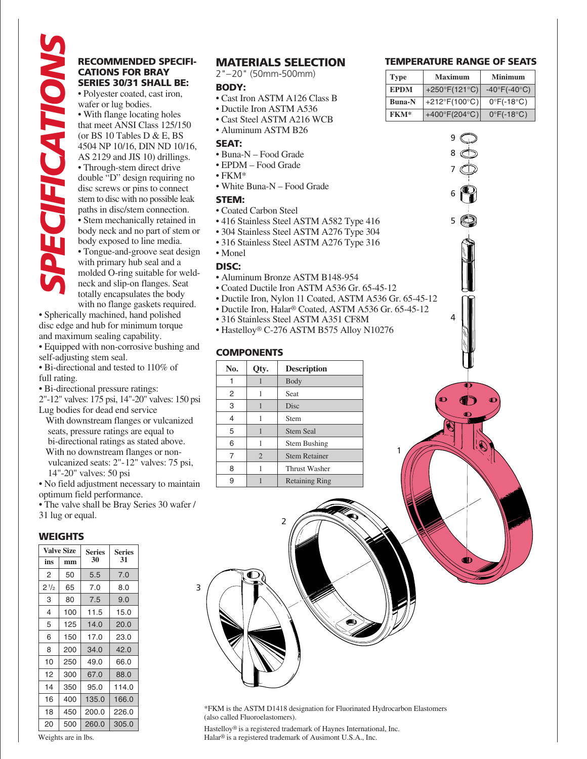# SPECIFICATIONS

## RECOMMENDED SPECIFICATIONS FOR BRAY SERIES 30/31 SHALL BE:

- Polyester coated, cast iron, wafer or lug bodies.
- With flange locating holes that meet ANSI Class 125/150 (or BS 10 Tables D & E, BS 4504 NP 10/16, DIN ND 10/16, AS 2129 and JIS 10) drillings.
- Through-stem direct drive double "D" design requiring no disc screws or pins to connect stem to disc with no possible leak paths in disc/stem connection.
- Stem mechanically retained in body neck and no part of stem or body exposed to line media.
- Tongue-and-groove seat design with primary hub seal and a molded O-ring suitable for weld-neck and slip-on flanges. Seat totally encapsulates the body with no flange gaskets required.
- Spherically machined, hand polished disc edge and hub for minimum torque and maximum sealing capability.
- Equipped with non-corrosive bushing and self-adjusting stem seal.
- Bi-directional and tested to 110% of full rating.
- Bi-directional pressure ratings:

2"-12" valves: 175 psi, 14"-20" valves: 150 psi
Lug bodies for dead end service
  With downstream flanges or vulcanized seats, pressure ratings are equal to bi-directional ratings as stated above.
  With no downstream flanges or non-vulcanized seats: 2"-12" valves: 75 psi, 14"-20" valves: 50 psi

- No field adjustment necessary to maintain optimum field performance.
- The valve shall be Bray Series 30 wafer / 31 lug or equal.

## WEIGHTS

| Valve Size | | Series 30 | Series 31 |
|---|---|---|---|
| ins | mm | | |
| 2 | 50 | 5.5 | 7.0 |
| 2 1/2 | 65 | 7.0 | 8.0 |
| 3 | 80 | 7.5 | 9.0 |
| 4 | 100 | 11.5 | 15.0 |
| 5 | 125 | 14.0 | 20.0 |
| 6 | 150 | 17.0 | 23.0 |
| 8 | 200 | 34.0 | 42.0 |
| 10 | 250 | 49.0 | 66.0 |
| 12 | 300 | 67.0 | 88.0 |
| 14 | 350 | 95.0 | 114.0 |
| 16 | 400 | 135.0 | 166.0 |
| 18 | 450 | 200.0 | 226.0 |
| 20 | 500 | 260.0 | 305.0 |

Weights are in lbs.

## MATERIALS SELECTION

2"–20" (50mm-500mm)

### BODY:
- Cast Iron ASTM A126 Class B
- Ductile Iron ASTM A536
- Cast Steel ASTM A216 WCB
- Aluminum ASTM B26

### SEAT:
- Buna-N – Food Grade
- EPDM – Food Grade
- FKM*
- White Buna-N – Food Grade

### STEM:
- Coated Carbon Steel
- 416 Stainless Steel ASTM A582 Type 416
- 304 Stainless Steel ASTM A276 Type 304
- 316 Stainless Steel ASTM A276 Type 316
- Monel

### DISC:
- Aluminum Bronze ASTM B148-954
- Coated Ductile Iron ASTM A536 Gr. 65-45-12
- Ductile Iron, Nylon 11 Coated, ASTM A536 Gr. 65-45-12
- Ductile Iron, Halar® Coated, ASTM A536 Gr. 65-45-12
- 316 Stainless Steel ASTM A351 CF8M
- Hastelloy® C-276 ASTM B575 Alloy N10276

## TEMPERATURE RANGE OF SEATS

| Type | Maximum | Minimum |
|---|---|---|
| EPDM | +250°F(121°C) | -40°F(-40°C) |
| Buna-N | +212°F(100°C) | 0°F(-18°C) |
| FKM* | +400°F(204°C) | 0°F(-18°C) |

## COMPONENTS

| No. | Qty. | Description |
|---|---|---|
| 1 | 1 | Body |
| 2 | 1 | Seat |
| 3 | 1 | Disc |
| 4 | 1 | Stem |
| 5 | 1 | Stem Seal |
| 6 | 1 | Stem Bushing |
| 7 | 2 | Stem Retainer |
| 8 | 1 | Thrust Washer |
| 9 | 1 | Retaining Ring |

*FKM is the ASTM D1418 designation for Fluorinated Hydrocarbon Elastomers (also called Fluoroelastomers).

Hastelloy® is a registered trademark of Haynes International, Inc.
Halar® is a registered trademark of Ausimont U.S.A., Inc.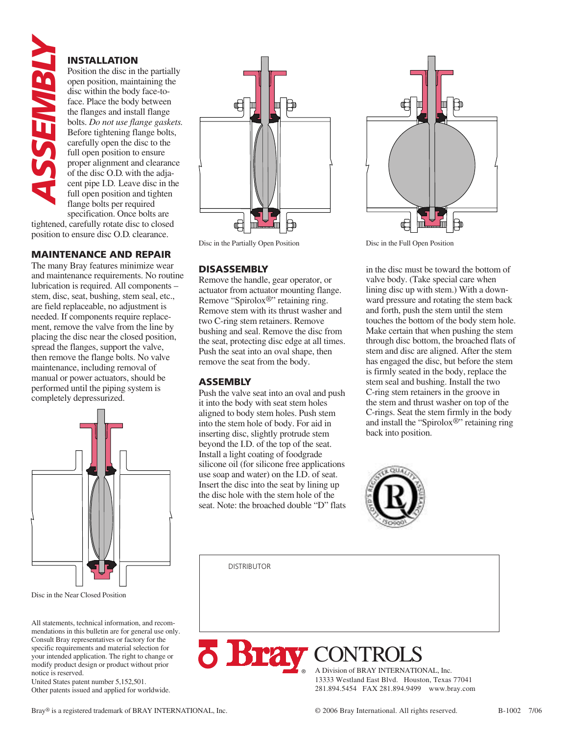# ASSEMBLY

## INSTALLATION

Position the disc in the partially open position, maintaining the disc within the body face-to-face. Place the body between the flanges and install flange bolts. *Do not use flange gaskets.* Before tightening flange bolts, carefully open the disc to the full open position to ensure proper alignment and clearance of the disc O.D. with the adjacent pipe I.D. Leave disc in the full open position and tighten flange bolts per required specification. Once bolts are tightened, carefully rotate disc to closed position to ensure disc O.D. clearance.

## MAINTENANCE AND REPAIR

The many Bray features minimize wear and maintenance requirements. No routine lubrication is required. All components – stem, disc, seat, bushing, stem seal, etc., are field replaceable, no adjustment is needed. If components require replacement, remove the valve from the line by placing the disc near the closed position, spread the flanges, support the valve, then remove the flange bolts. No valve maintenance, including removal of manual or power actuators, should be performed until the piping system is completely depressurized.

Disc in the Near Closed Position

Disc in the Partially Open Position

Disc in the Full Open Position

## DISASSEMBLY

Remove the handle, gear operator, or actuator from actuator mounting flange. Remove "Spirolox®" retaining ring. Remove stem with its thrust washer and two C-ring stem retainers. Remove bushing and seal. Remove the disc from the seat, protecting disc edge at all times. Push the seat into an oval shape, then remove the seat from the body.

## ASSEMBLY

Push the valve seat into an oval and push it into the body with seat stem holes aligned to body stem holes. Push stem into the stem hole of body. For aid in inserting disc, slightly protrude stem beyond the I.D. of the top of the seat. Install a light coating of foodgrade silicone oil (for silicone free applications use soap and water) on the I.D. of seat. Insert the disc into the seat by lining up the disc hole with the stem hole of the seat. Note: the broached double "D" flats in the disc must be toward the bottom of valve body. (Take special care when lining disc up with stem.) With a downward pressure and rotating the stem back and forth, push the stem until the stem touches the bottom of the body stem hole. Make certain that when pushing the stem through disc bottom, the broached flats of stem and disc are aligned. After the stem has engaged the disc, but before the stem is firmly seated in the body, replace the stem seal and bushing. Install the two C-ring stem retainers in the groove in the stem and thrust washer on top of the C-rings. Seat the stem firmly in the body and install the "Spirolox®" retaining ring back into position.

LLOYD'S REGISTER QUALITY ASSURANCE ISO9001

DISTRIBUTOR

All statements, technical information, and recommendations in this bulletin are for general use only. Consult Bray representatives or factory for the specific requirements and material selection for your intended application. The right to change or modify product design or product without prior notice is reserved.
United States patent number 5,152,501.
Other patents issued and applied for worldwide.

**Bray® CONTROLS**
A Division of BRAY INTERNATIONAL, Inc.
13333 Westland East Blvd. Houston, Texas 77041
281.894.5454 FAX 281.894.9499 www.bray.com

Bray® is a registered trademark of BRAY INTERNATIONAL, Inc. © 2006 Bray International. All rights reserved. B-1002 7/06